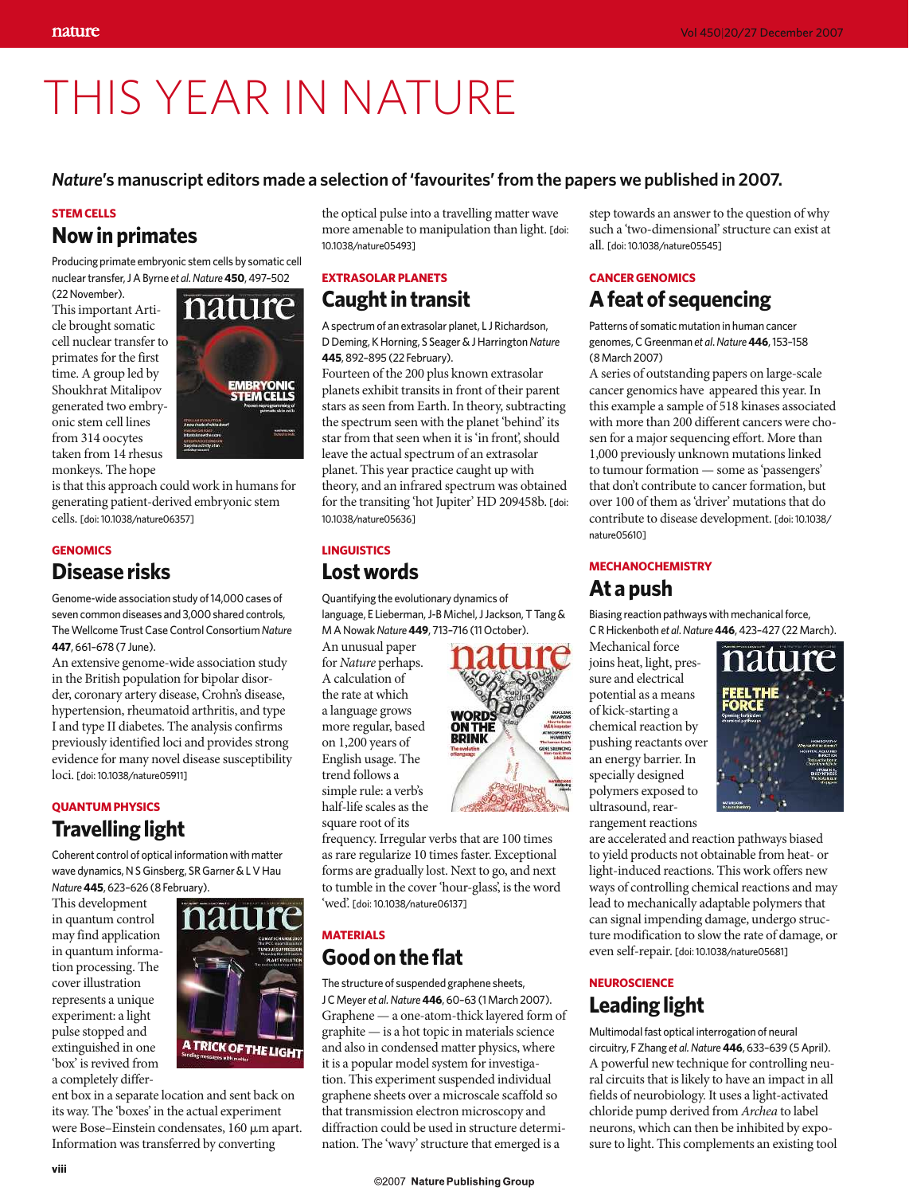# THIS YEAR IN NATURE

***Nature*'s manuscript editors made a selection of 'favourites' from the papers we published in 2007.**

STEM CELLS

## Now in primates

Producing primate embryonic stem cells by somatic cell nuclear transfer, J A Byrne *et al. Nature* **450**, 497–502 (22 November).

This important Article brought somatic cell nuclear transfer to primates for the first time. A group led by Shoukhrat Mitalipov generated two embryonic stem cell lines from 314 oocytes taken from 14 rhesus monkeys. The hope is that this approach could work in humans for generating patient-derived embryonic stem cells. [doi: 10.1038/nature06357]

GENOMICS

## Disease risks

Genome-wide association study of 14,000 cases of seven common diseases and 3,000 shared controls, The Wellcome Trust Case Control Consortium *Nature* **447**, 661–678 (7 June).

An extensive genome-wide association study in the British population for bipolar disorder, coronary artery disease, Crohn's disease, hypertension, rheumatoid arthritis, and type I and type II diabetes. The analysis confirms previously identified loci and provides strong evidence for many novel disease susceptibility loci. [doi: 10.1038/nature05911]

QUANTUM PHYSICS

## Travelling light

Coherent control of optical information with matter wave dynamics, N S Ginsberg, SR Garner & L V Hau *Nature* **445**, 623–626 (8 February).

This development in quantum control may find application in quantum information processing. The cover illustration represents a unique experiment: a light pulse stopped and extinguished in one 'box' is revived from a completely different box in a separate location and sent back on its way. The 'boxes' in the actual experiment were Bose–Einstein condensates, 160 µm apart. Information was transferred by converting the optical pulse into a travelling matter wave more amenable to manipulation than light. [doi: 10.1038/nature05493]

EXTRASOLAR PLANETS

## Caught in transit

A spectrum of an extrasolar planet, L J Richardson, D Deming, K Horning, S Seager & J Harrington *Nature* **445**, 892–895 (22 February).

Fourteen of the 200 plus known extrasolar planets exhibit transits in front of their parent stars as seen from Earth. In theory, subtracting the spectrum seen with the planet 'behind' its star from that seen when it is 'in front', should leave the actual spectrum of an extrasolar planet. This year practice caught up with theory, and an infrared spectrum was obtained for the transiting 'hot Jupiter' HD 209458b. [doi: 10.1038/nature05636]

LINGUISTICS

## Lost words

Quantifying the evolutionary dynamics of language, E Lieberman, J-B Michel, J Jackson, T Tang & M A Nowak *Nature* **449**, 713–716 (11 October).

An unusual paper for *Nature* perhaps. A calculation of the rate at which a language grows more regular, based on 1,200 years of English usage. The trend follows a simple rule: a verb's half-life scales as the square root of its frequency. Irregular verbs that are 100 times as rare regularize 10 times faster. Exceptional forms are gradually lost. Next to go, and next to tumble in the cover 'hour-glass', is the word 'wed'. [doi: 10.1038/nature06137]

MATERIALS

## Good on the flat

The structure of suspended graphene sheets, J C Meyer *et al. Nature* **446**, 60–63 (1 March 2007).

Graphene — a one-atom-thick layered form of graphite — is a hot topic in materials science and also in condensed matter physics, where it is a popular model system for investigation. This experiment suspended individual graphene sheets over a microscale scaffold so that transmission electron microscopy and diffraction could be used in structure determination. The 'wavy' structure that emerged is a step towards an answer to the question of why such a 'two-dimensional' structure can exist at all. [doi: 10.1038/nature05545]

CANCER GENOMICS

## A feat of sequencing

Patterns of somatic mutation in human cancer genomes, C Greenman *et al. Nature* **446**, 153–158 (8 March 2007)

A series of outstanding papers on large-scale cancer genomics have appeared this year. In this example a sample of 518 kinases associated with more than 200 different cancers were chosen for a major sequencing effort. More than 1,000 previously unknown mutations linked to tumour formation — some as 'passengers' that don't contribute to cancer formation, but over 100 of them as 'driver' mutations that do contribute to disease development. [doi: 10.1038/nature05610]

MECHANOCHEMISTRY

## At a push

Biasing reaction pathways with mechanical force, C R Hickenboth *et al. Nature* **446**, 423–427 (22 March).

Mechanical force joins heat, light, pressure and electrical potential as a means of kick-starting a chemical reaction by pushing reactants over an energy barrier. In specially designed polymers exposed to ultrasound, rearrangement reactions are accelerated and reaction pathways biased to yield products not obtainable from heat- or light-induced reactions. This work offers new ways of controlling chemical reactions and may lead to mechanically adaptable polymers that can signal impending damage, undergo structure modification to slow the rate of damage, or even self-repair. [doi: 10.1038/nature05681]

NEUROSCIENCE

## Leading light

Multimodal fast optical interrogation of neural circuitry, F Zhang *et al. Nature* **446**, 633–639 (5 April).

A powerful new technique for controlling neural circuits that is likely to have an impact in all fields of neurobiology. It uses a light-activated chloride pump derived from *Archea* to label neurons, which can then be inhibited by exposure to light. This complements an existing tool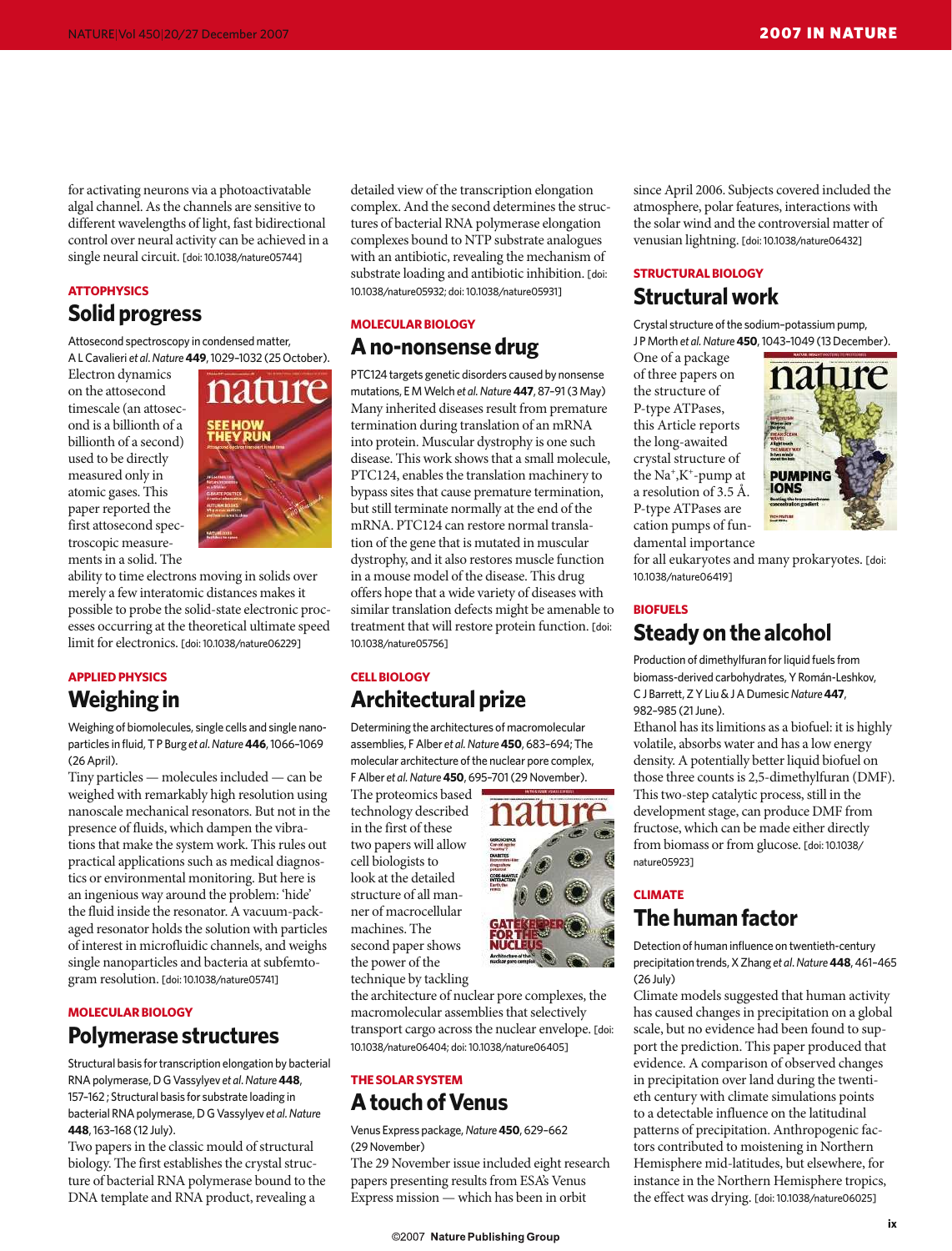for activating neurons via a photoactivatable algal channel. As the channels are sensitive to different wavelengths of light, fast bidirectional control over neural activity can be achieved in a single neural circuit. [doi: 10.1038/nature05744]

ATTOPHYSICS

## Solid progress

Attosecond spectroscopy in condensed matter, A L Cavalieri *et al. Nature* **449**, 1029–1032 (25 October).

Electron dynamics on the attosecond timescale (an attosecond is a billionth of a billionth of a second) used to be directly measured only in atomic gases. This paper reported the first attosecond spectroscopic measurements in a solid. The ability to time electrons moving in solids over merely a few interatomic distances makes it possible to probe the solid-state electronic processes occurring at the theoretical ultimate speed limit for electronics. [doi: 10.1038/nature06229]

APPLIED PHYSICS

## Weighing in

Weighing of biomolecules, single cells and single nanoparticles in fluid, T P Burg *et al. Nature* **446**, 1066–1069 (26 April).

Tiny particles — molecules included — can be weighed with remarkably high resolution using nanoscale mechanical resonators. But not in the presence of fluids, which dampen the vibrations that make the system work. This rules out practical applications such as medical diagnostics or environmental monitoring. But here is an ingenious way around the problem: 'hide' the fluid inside the resonator. A vacuum-packaged resonator holds the solution with particles of interest in microfluidic channels, and weighs single nanoparticles and bacteria at subfemtogram resolution. [doi: 10.1038/nature05741]

MOLECULAR BIOLOGY

## Polymerase structures

Structural basis for transcription elongation by bacterial RNA polymerase, D G Vassylyev *et al. Nature* **448**, 157–162 ; Structural basis for substrate loading in bacterial RNA polymerase, D G Vassylyev *et al. Nature* **448**, 163–168 (12 July).

Two papers in the classic mould of structural biology. The first establishes the crystal structure of bacterial RNA polymerase bound to the DNA template and RNA product, revealing a detailed view of the transcription elongation complex. And the second determines the structures of bacterial RNA polymerase elongation complexes bound to NTP substrate analogues with an antibiotic, revealing the mechanism of substrate loading and antibiotic inhibition. [doi: 10.1038/nature05932; doi: 10.1038/nature05931]

MOLECULAR BIOLOGY

## A no-nonsense drug

PTC124 targets genetic disorders caused by nonsense mutations, E M Welch *et al. Nature* **447**, 87–91 (3 May)

Many inherited diseases result from premature termination during translation of an mRNA into protein. Muscular dystrophy is one such disease. This work shows that a small molecule, PTC124, enables the translation machinery to bypass sites that cause premature termination, but still terminate normally at the end of the mRNA. PTC124 can restore normal translation of the gene that is mutated in muscular dystrophy, and it also restores muscle function in a mouse model of the disease. This drug offers hope that a wide variety of diseases with similar translation defects might be amenable to treatment that will restore protein function. [doi: 10.1038/nature05756]

CELL BIOLOGY

## Architectural prize

Determining the architectures of macromolecular assemblies, F Alber *et al. Nature* **450**, 683–694; The molecular architecture of the nuclear pore complex, F Alber *et al. Nature* **450**, 695–701 (29 November).

The proteomics based technology described in the first of these two papers will allow cell biologists to look at the detailed structure of all manner of macrocellular machines. The second paper shows the power of the technique by tackling the architecture of nuclear pore complexes, the macromolecular assemblies that selectively transport cargo across the nuclear envelope. [doi: 10.1038/nature06404; doi: 10.1038/nature06405]

THE SOLAR SYSTEM

## A touch of Venus

Venus Express package, *Nature* **450**, 629–662 (29 November)

The 29 November issue included eight research papers presenting results from ESA's Venus Express mission — which has been in orbit since April 2006. Subjects covered included the atmosphere, polar features, interactions with the solar wind and the controversial matter of venusian lightning. [doi: 10.1038/nature06432]

STRUCTURAL BIOLOGY

## Structural work

Crystal structure of the sodium–potassium pump, J P Morth *et al. Nature* **450**, 1043–1049 (13 December).

One of a package of three papers on the structure of P-type ATPases, this Article reports the long-awaited crystal structure of the $Na^{+}$,$K^{+}$-pump at a resolution of 3.5 Å. P-type ATPases are cation pumps of fundamental importance for all eukaryotes and many prokaryotes. [doi: 10.1038/nature06419]

BIOFUELS

## Steady on the alcohol

Production of dimethylfuran for liquid fuels from biomass-derived carbohydrates, Y Román-Leshkov, C J Barrett, Z Y Liu & J A Dumesic *Nature* **447**, 982–985 (21 June).

Ethanol has its limitations as a biofuel: it is highly volatile, absorbs water and has a low energy density. A potentially better liquid biofuel on those three counts is 2,5-dimethylfuran (DMF). This two-step catalytic process, still in the development stage, can produce DMF from fructose, which can be made either directly from biomass or from glucose. [doi: 10.1038/nature05923]

CLIMATE

## The human factor

Detection of human influence on twentieth-century precipitation trends, X Zhang *et al. Nature* **448**, 461–465 (26 July)

Climate models suggested that human activity has caused changes in precipitation on a global scale, but no evidence had been found to support the prediction. This paper produced that evidence. A comparison of observed changes in precipitation over land during the twentieth century with climate simulations points to a detectable influence on the latitudinal patterns of precipitation. Anthropogenic factors contributed to moistening in Northern Hemisphere mid-latitudes, but elsewhere, for instance in the Northern Hemisphere tropics, the effect was drying. [doi: 10.1038/nature06025]